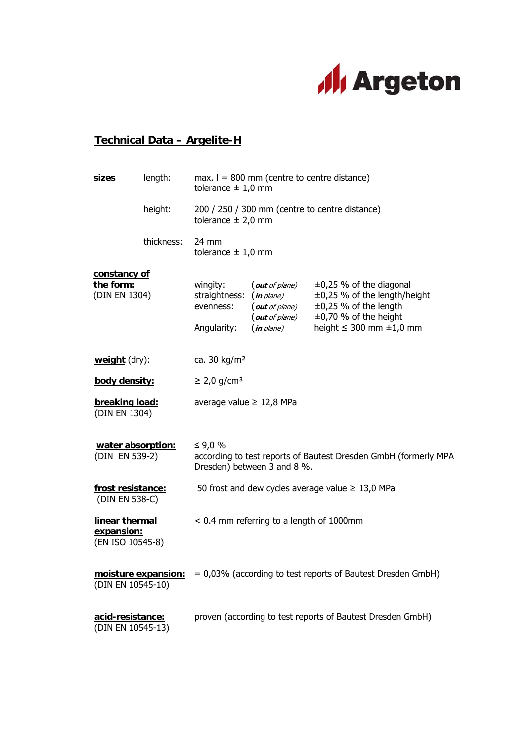Argeton

# Technical Data – Argelite-H

| | | |
|---|---|---|
| **sizes** | length: | max. l = 800 mm (centre to centre distance)<br>tolerance ± 1,0 mm |
| | height: | 200 / 250 / 300 mm (centre to centre distance)<br>tolerance ± 2,0 mm |
| | thickness: | 24 mm<br>tolerance ± 1,0 mm |

**constancy of the form:**
(DIN EN 1304)

| | | |
|---|---|---|
| wingity: | (***out** of plane*) | ±0,25 % of the diagonal |
| straightness: | (***in** plane*) | ±0,25 % of the length/height |
| evenness: | (***out** of plane*) | ±0,25 % of the length |
| | (***out** of plane*) | ±0,70 % of the height |
| Angularity: | (***in** plane*) | height ≤ 300 mm ±1,0 mm |

**weight** (dry): ca. 30 kg/m²

**body density:** ≥ 2,0 g/cm³

**breaking load:** (DIN EN 1304) average value ≥ 12,8 MPa

**water absorption:** (DIN EN 539-2) ≤ 9,0 %
according to test reports of Bautest Dresden GmbH (formerly MPA Dresden) between 3 and 8 %.

**frost resistance:** (DIN EN 538-C) 50 frost and dew cycles average value ≥ 13,0 MPa

**linear thermal expansion:** (EN ISO 10545-8) < 0.4 mm referring to a length of 1000mm

**moisture expansion:** (DIN EN 10545-10) = 0,03% (according to test reports of Bautest Dresden GmbH)

**acid-resistance:** (DIN EN 10545-13) proven (according to test reports of Bautest Dresden GmbH)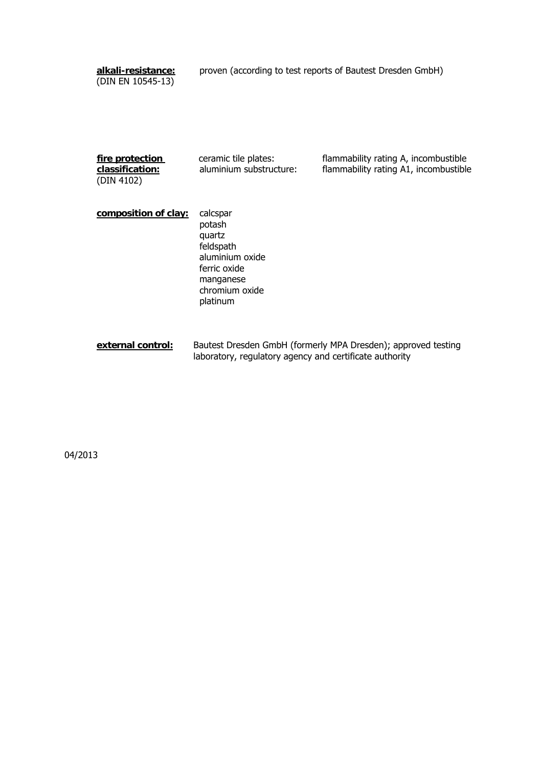**alkali-resistance:**
(DIN EN 10545-13)

proven (according to test reports of Bautest Dresden GmbH)

**fire protection classification:**
(DIN 4102)

| | | |
|---|---|---|
| ceramic tile plates: | flammability rating A, incombustible |
| aluminium substructure: | flammability rating A1, incombustible |

**composition of clay:**

calcspar
potash
quartz
feldspath
aluminium oxide
ferric oxide
manganese
chromium oxide
platinum

**external control:** Bautest Dresden GmbH (formerly MPA Dresden); approved testing laboratory, regulatory agency and certificate authority

04/2013